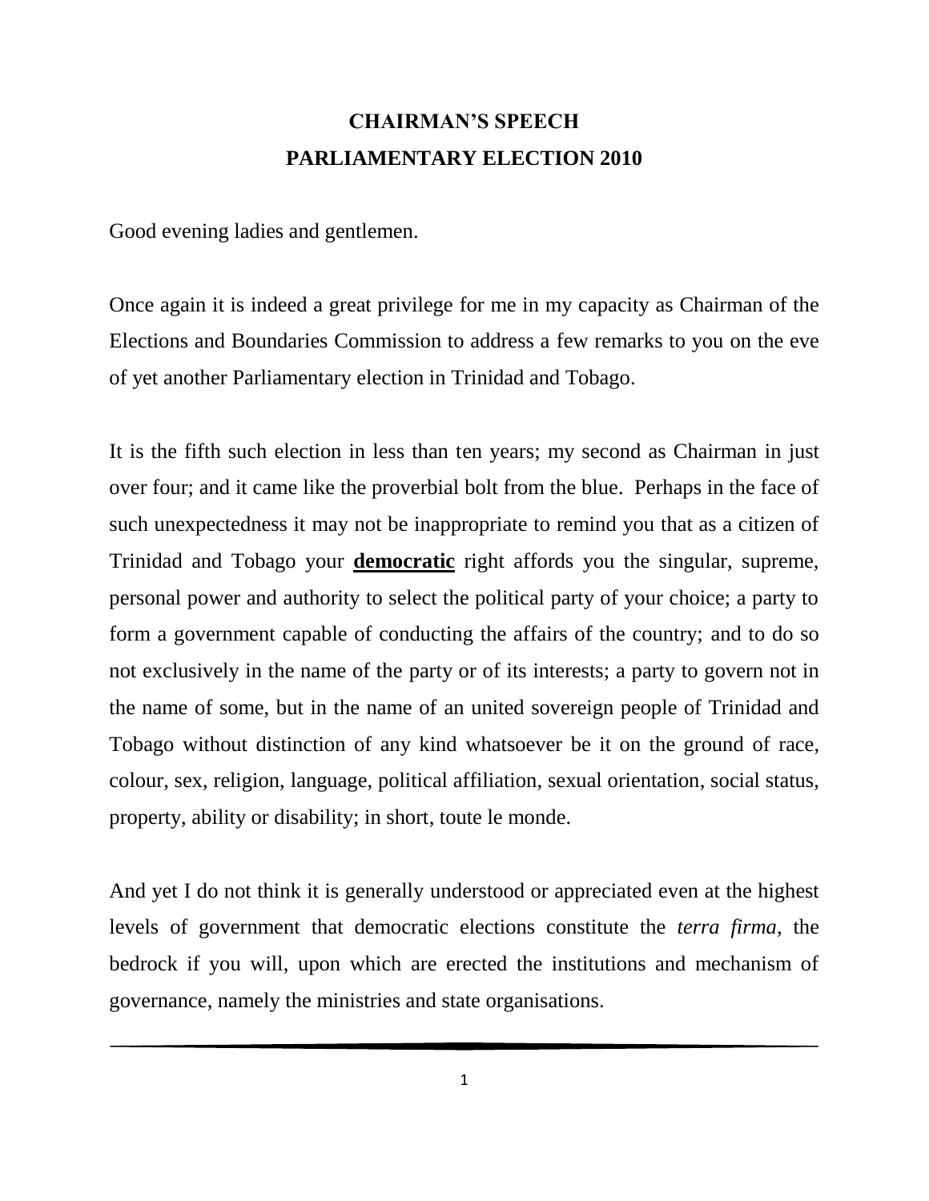# CHAIRMAN'S SPEECH
# PARLIAMENTARY ELECTION 2010

Good evening ladies and gentlemen.

Once again it is indeed a great privilege for me in my capacity as Chairman of the Elections and Boundaries Commission to address a few remarks to you on the eve of yet another Parliamentary election in Trinidad and Tobago.

It is the fifth such election in less than ten years; my second as Chairman in just over four; and it came like the proverbial bolt from the blue. Perhaps in the face of such unexpectedness it may not be inappropriate to remind you that as a citizen of Trinidad and Tobago your <u>**democratic**</u> right affords you the singular, supreme, personal power and authority to select the political party of your choice; a party to form a government capable of conducting the affairs of the country; and to do so not exclusively in the name of the party or of its interests; a party to govern not in the name of some, but in the name of an united sovereign people of Trinidad and Tobago without distinction of any kind whatsoever be it on the ground of race, colour, sex, religion, language, political affiliation, sexual orientation, social status, property, ability or disability; in short, toute le monde.

And yet I do not think it is generally understood or appreciated even at the highest levels of government that democratic elections constitute the *terra firma*, the bedrock if you will, upon which are erected the institutions and mechanism of governance, namely the ministries and state organisations.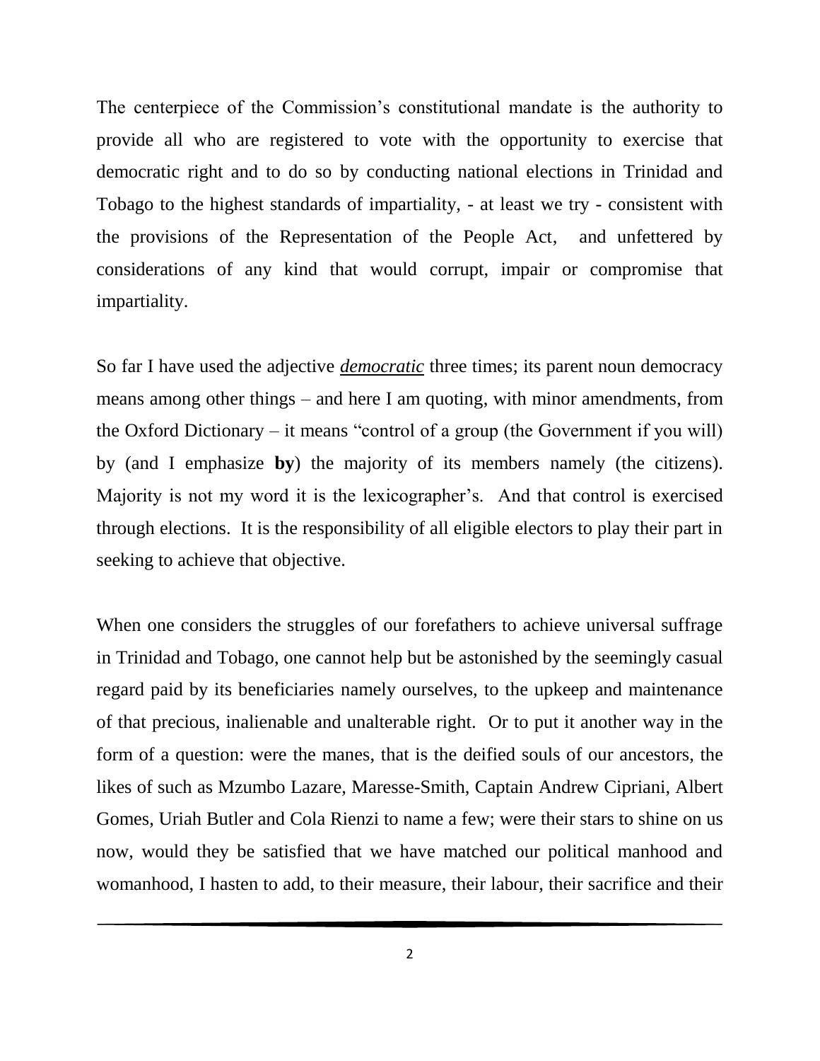The centerpiece of the Commission's constitutional mandate is the authority to provide all who are registered to vote with the opportunity to exercise that democratic right and to do so by conducting national elections in Trinidad and Tobago to the highest standards of impartiality, - at least we try - consistent with the provisions of the Representation of the People Act, and unfettered by considerations of any kind that would corrupt, impair or compromise that impartiality.

So far I have used the adjective ***democratic*** three times; its parent noun democracy means among other things – and here I am quoting, with minor amendments, from the Oxford Dictionary – it means "control of a group (the Government if you will) by (and I emphasize **by**) the majority of its members namely (the citizens). Majority is not my word it is the lexicographer's. And that control is exercised through elections. It is the responsibility of all eligible electors to play their part in seeking to achieve that objective.

When one considers the struggles of our forefathers to achieve universal suffrage in Trinidad and Tobago, one cannot help but be astonished by the seemingly casual regard paid by its beneficiaries namely ourselves, to the upkeep and maintenance of that precious, inalienable and unalterable right. Or to put it another way in the form of a question: were the manes, that is the deified souls of our ancestors, the likes of such as Mzumbo Lazare, Maresse-Smith, Captain Andrew Cipriani, Albert Gomes, Uriah Butler and Cola Rienzi to name a few; were their stars to shine on us now, would they be satisfied that we have matched our political manhood and womanhood, I hasten to add, to their measure, their labour, their sacrifice and their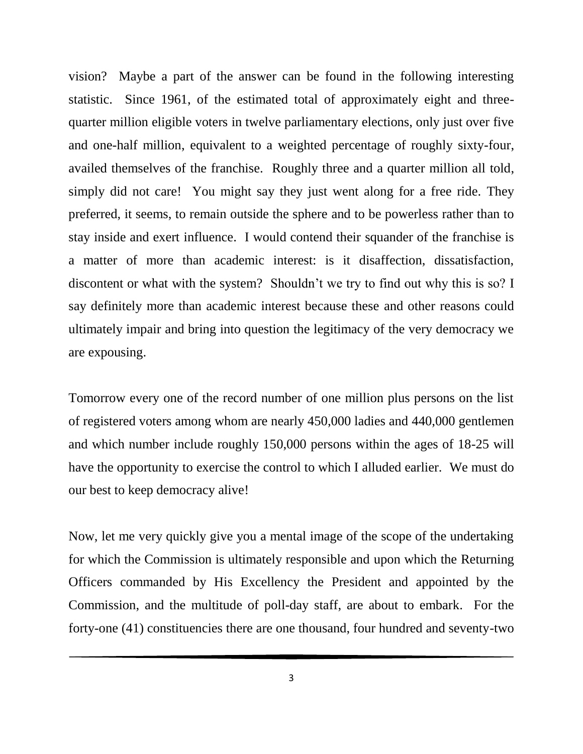vision? Maybe a part of the answer can be found in the following interesting statistic. Since 1961, of the estimated total of approximately eight and three-quarter million eligible voters in twelve parliamentary elections, only just over five and one-half million, equivalent to a weighted percentage of roughly sixty-four, availed themselves of the franchise. Roughly three and a quarter million all told, simply did not care! You might say they just went along for a free ride. They preferred, it seems, to remain outside the sphere and to be powerless rather than to stay inside and exert influence. I would contend their squander of the franchise is a matter of more than academic interest: is it disaffection, dissatisfaction, discontent or what with the system? Shouldn't we try to find out why this is so? I say definitely more than academic interest because these and other reasons could ultimately impair and bring into question the legitimacy of the very democracy we are expousing.

Tomorrow every one of the record number of one million plus persons on the list of registered voters among whom are nearly 450,000 ladies and 440,000 gentlemen and which number include roughly 150,000 persons within the ages of 18-25 will have the opportunity to exercise the control to which I alluded earlier. We must do our best to keep democracy alive!

Now, let me very quickly give you a mental image of the scope of the undertaking for which the Commission is ultimately responsible and upon which the Returning Officers commanded by His Excellency the President and appointed by the Commission, and the multitude of poll-day staff, are about to embark. For the forty-one (41) constituencies there are one thousand, four hundred and seventy-two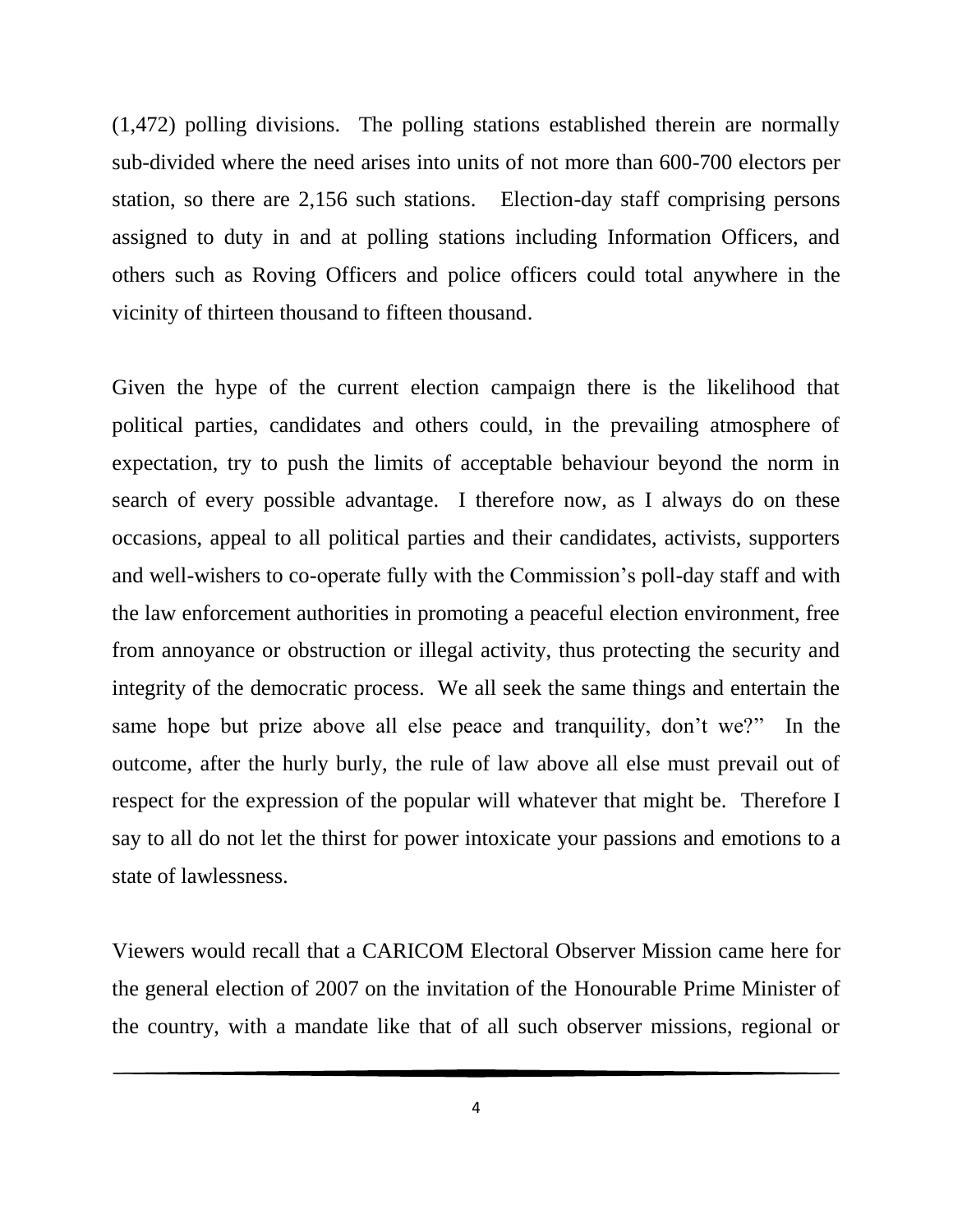(1,472) polling divisions. The polling stations established therein are normally sub-divided where the need arises into units of not more than 600-700 electors per station, so there are 2,156 such stations. Election-day staff comprising persons assigned to duty in and at polling stations including Information Officers, and others such as Roving Officers and police officers could total anywhere in the vicinity of thirteen thousand to fifteen thousand.

Given the hype of the current election campaign there is the likelihood that political parties, candidates and others could, in the prevailing atmosphere of expectation, try to push the limits of acceptable behaviour beyond the norm in search of every possible advantage. I therefore now, as I always do on these occasions, appeal to all political parties and their candidates, activists, supporters and well-wishers to co-operate fully with the Commission's poll-day staff and with the law enforcement authorities in promoting a peaceful election environment, free from annoyance or obstruction or illegal activity, thus protecting the security and integrity of the democratic process. We all seek the same things and entertain the same hope but prize above all else peace and tranquility, don't we?" In the outcome, after the hurly burly, the rule of law above all else must prevail out of respect for the expression of the popular will whatever that might be. Therefore I say to all do not let the thirst for power intoxicate your passions and emotions to a state of lawlessness.

Viewers would recall that a CARICOM Electoral Observer Mission came here for the general election of 2007 on the invitation of the Honourable Prime Minister of the country, with a mandate like that of all such observer missions, regional or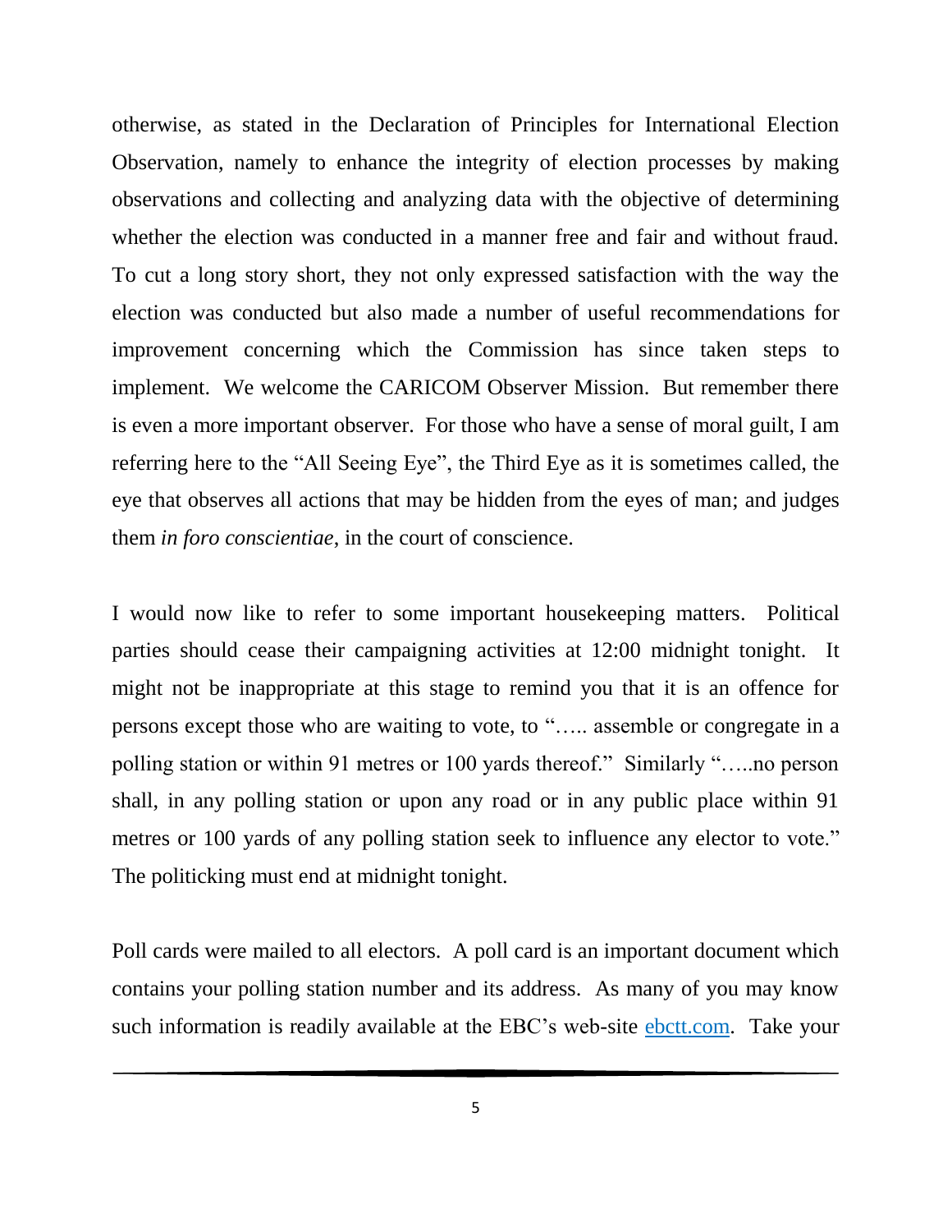otherwise, as stated in the Declaration of Principles for International Election Observation, namely to enhance the integrity of election processes by making observations and collecting and analyzing data with the objective of determining whether the election was conducted in a manner free and fair and without fraud. To cut a long story short, they not only expressed satisfaction with the way the election was conducted but also made a number of useful recommendations for improvement concerning which the Commission has since taken steps to implement. We welcome the CARICOM Observer Mission. But remember there is even a more important observer. For those who have a sense of moral guilt, I am referring here to the "All Seeing Eye", the Third Eye as it is sometimes called, the eye that observes all actions that may be hidden from the eyes of man; and judges them *in foro conscientiae*, in the court of conscience.

I would now like to refer to some important housekeeping matters. Political parties should cease their campaigning activities at 12:00 midnight tonight. It might not be inappropriate at this stage to remind you that it is an offence for persons except those who are waiting to vote, to "….. assemble or congregate in a polling station or within 91 metres or 100 yards thereof." Similarly "…..no person shall, in any polling station or upon any road or in any public place within 91 metres or 100 yards of any polling station seek to influence any elector to vote." The politicking must end at midnight tonight.

Poll cards were mailed to all electors. A poll card is an important document which contains your polling station number and its address. As many of you may know such information is readily available at the EBC's web-site [ebctt.com](ebctt.com). Take your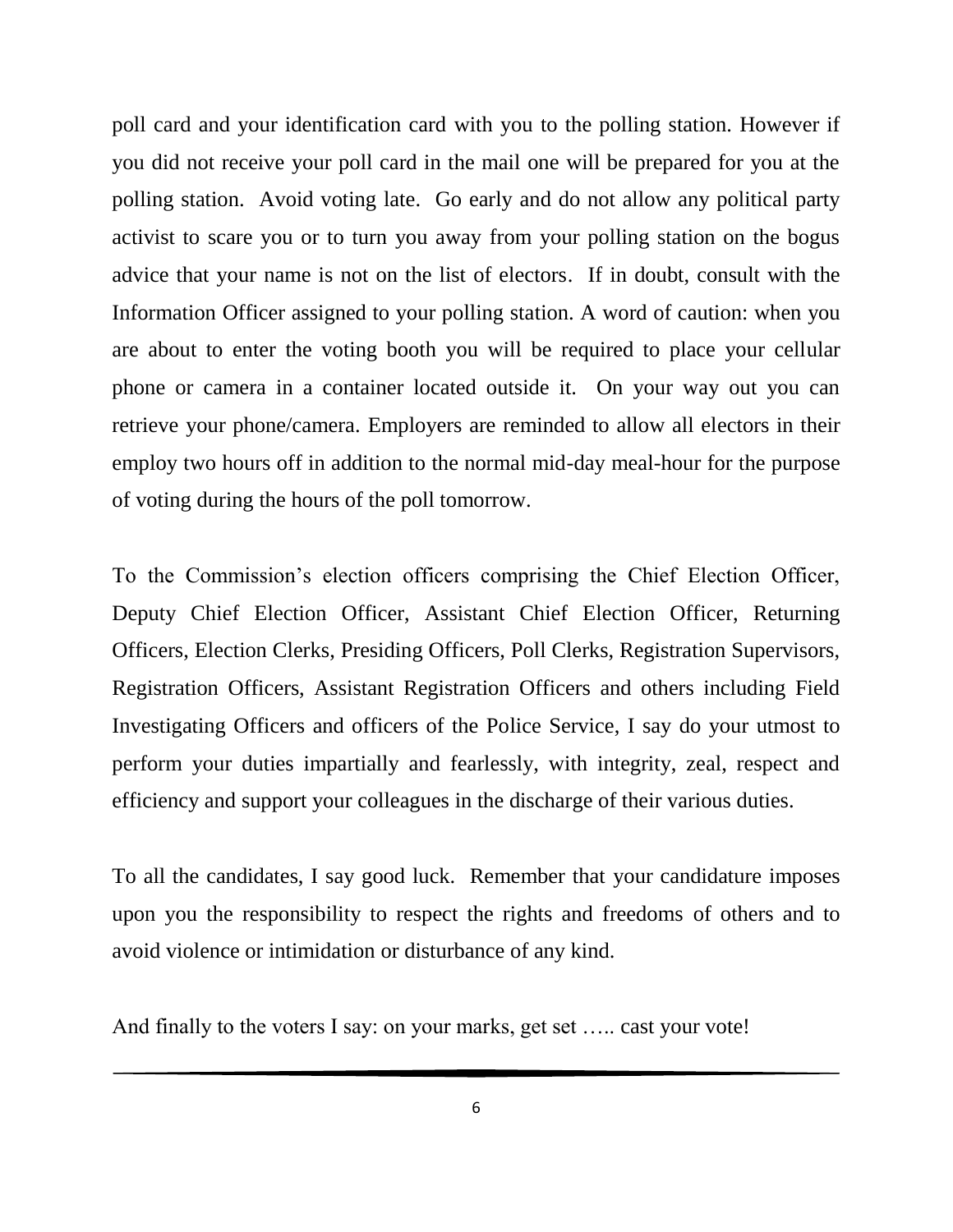poll card and your identification card with you to the polling station. However if you did not receive your poll card in the mail one will be prepared for you at the polling station. Avoid voting late. Go early and do not allow any political party activist to scare you or to turn you away from your polling station on the bogus advice that your name is not on the list of electors. If in doubt, consult with the Information Officer assigned to your polling station. A word of caution: when you are about to enter the voting booth you will be required to place your cellular phone or camera in a container located outside it. On your way out you can retrieve your phone/camera. Employers are reminded to allow all electors in their employ two hours off in addition to the normal mid-day meal-hour for the purpose of voting during the hours of the poll tomorrow.

To the Commission's election officers comprising the Chief Election Officer, Deputy Chief Election Officer, Assistant Chief Election Officer, Returning Officers, Election Clerks, Presiding Officers, Poll Clerks, Registration Supervisors, Registration Officers, Assistant Registration Officers and others including Field Investigating Officers and officers of the Police Service, I say do your utmost to perform your duties impartially and fearlessly, with integrity, zeal, respect and efficiency and support your colleagues in the discharge of their various duties.

To all the candidates, I say good luck. Remember that your candidature imposes upon you the responsibility to respect the rights and freedoms of others and to avoid violence or intimidation or disturbance of any kind.

And finally to the voters I say: on your marks, get set ….. cast your vote!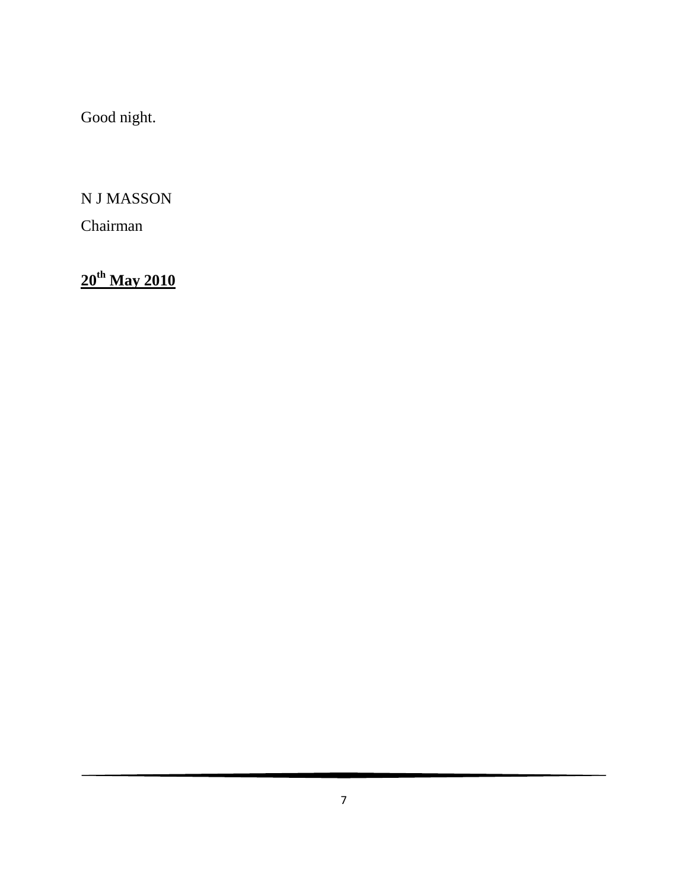Good night.

N J MASSON

Chairman

**20th May 2010**